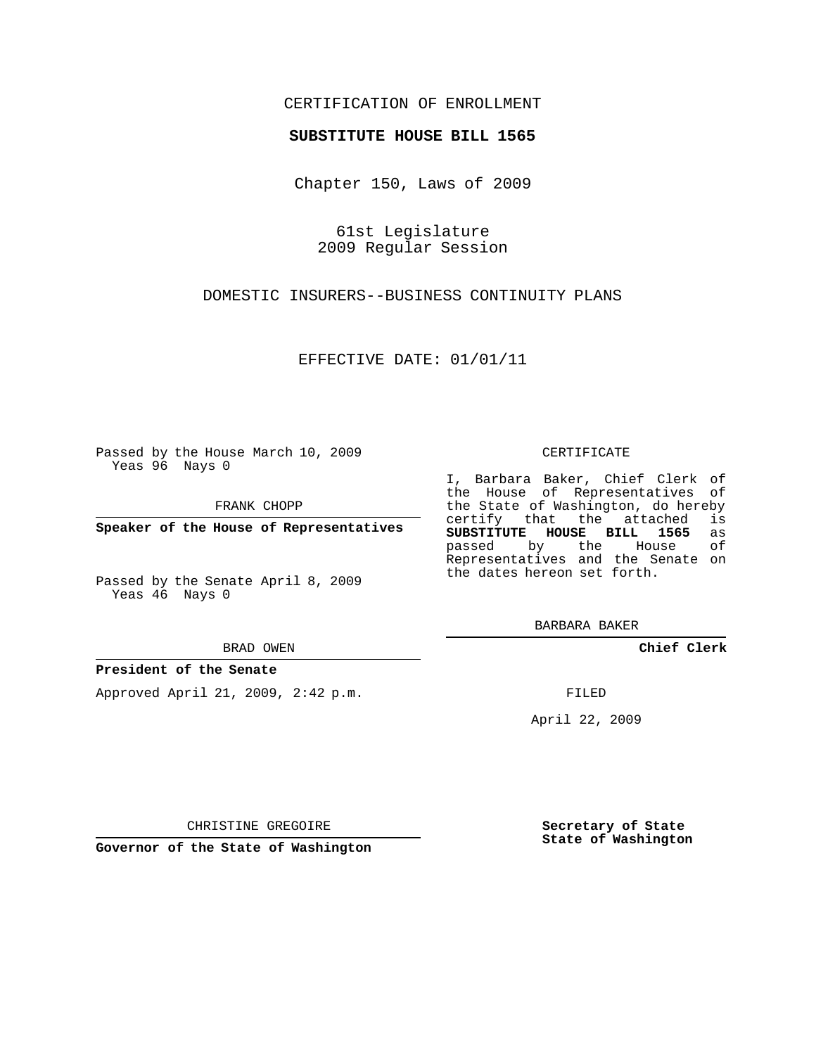CERTIFICATION OF ENROLLMENT

**SUBSTITUTE HOUSE BILL 1565**

Chapter 150, Laws of 2009

61st Legislature
2009 Regular Session

DOMESTIC INSURERS--BUSINESS CONTINUITY PLANS

EFFECTIVE DATE: 01/01/11

Passed by the House March 10, 2009
Yeas 96 Nays 0

FRANK CHOPP

**Speaker of the House of Representatives**

Passed by the Senate April 8, 2009
Yeas 46 Nays 0

BRAD OWEN

**President of the Senate**

Approved April 21, 2009, 2:42 p.m.

CHRISTINE GREGOIRE

**Governor of the State of Washington**

CERTIFICATE

I, Barbara Baker, Chief Clerk of the House of Representatives of the State of Washington, do hereby certify that the attached is **SUBSTITUTE HOUSE BILL 1565** as passed by the House of Representatives and the Senate on the dates hereon set forth.

BARBARA BAKER

**Chief Clerk**

FILED

April 22, 2009

**Secretary of State**
**State of Washington**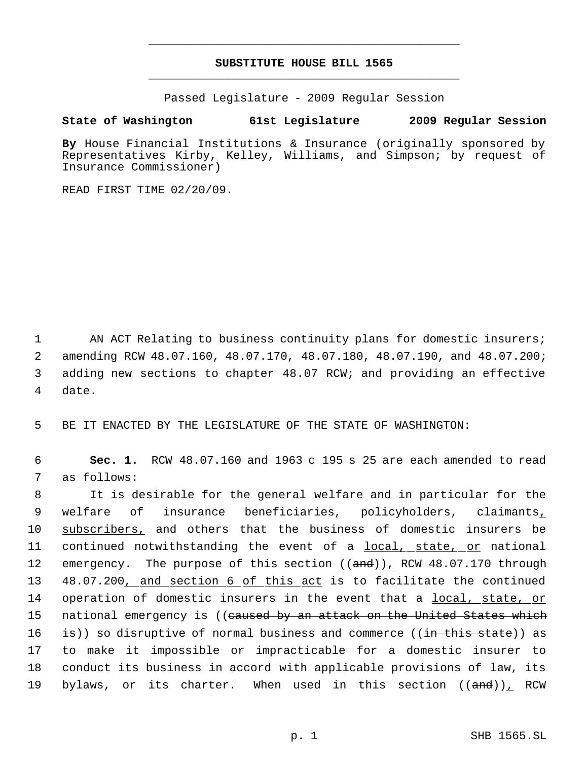**SUBSTITUTE HOUSE BILL 1565**

Passed Legislature - 2009 Regular Session

**State of Washington 61st Legislature 2009 Regular Session**

**By** House Financial Institutions & Insurance (originally sponsored by Representatives Kirby, Kelley, Williams, and Simpson; by request of Insurance Commissioner)

READ FIRST TIME 02/20/09.

AN ACT Relating to business continuity plans for domestic insurers; amending RCW 48.07.160, 48.07.170, 48.07.180, 48.07.190, and 48.07.200; adding new sections to chapter 48.07 RCW; and providing an effective date.

BE IT ENACTED BY THE LEGISLATURE OF THE STATE OF WASHINGTON:

**Sec. 1.** RCW 48.07.160 and 1963 c 195 s 25 are each amended to read as follows:

It is desirable for the general welfare and in particular for the welfare of insurance beneficiaries, policyholders, claimants, subscribers, and others that the business of domestic insurers be continued notwithstanding the event of a local, state, or national emergency. The purpose of this section ((~~and~~)), RCW 48.07.170 through 48.07.200, and section 6 of this act is to facilitate the continued operation of domestic insurers in the event that a local, state, or national emergency is ((~~caused by an attack on the United States which is~~)) so disruptive of normal business and commerce ((~~in this state~~)) as to make it impossible or impracticable for a domestic insurer to conduct its business in accord with applicable provisions of law, its bylaws, or its charter. When used in this section ((~~and~~)), RCW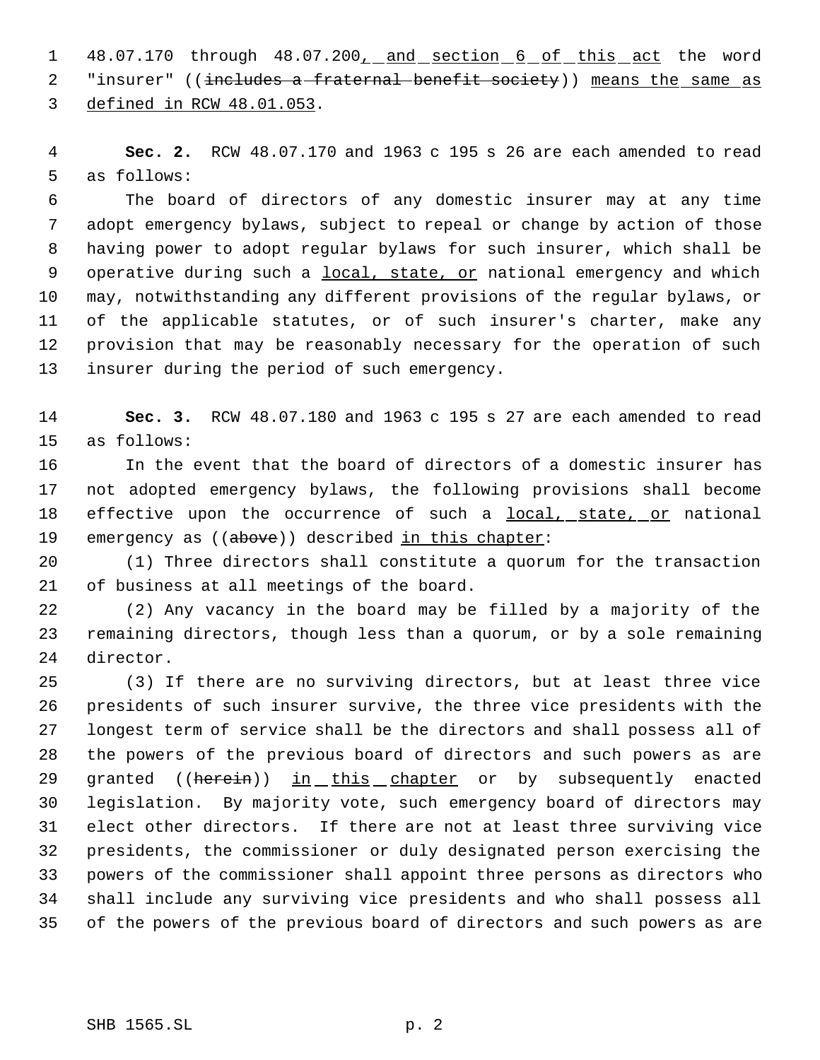48.07.170 through 48.07.200, and section 6 of this act the word "insurer" ((includes a fraternal benefit society)) means the same as defined in RCW 48.01.053.

**Sec. 2.** RCW 48.07.170 and 1963 c 195 s 26 are each amended to read as follows:

The board of directors of any domestic insurer may at any time adopt emergency bylaws, subject to repeal or change by action of those having power to adopt regular bylaws for such insurer, which shall be operative during such a local, state, or national emergency and which may, notwithstanding any different provisions of the regular bylaws, or of the applicable statutes, or of such insurer's charter, make any provision that may be reasonably necessary for the operation of such insurer during the period of such emergency.

**Sec. 3.** RCW 48.07.180 and 1963 c 195 s 27 are each amended to read as follows:

In the event that the board of directors of a domestic insurer has not adopted emergency bylaws, the following provisions shall become effective upon the occurrence of such a local, state, or national emergency as ((above)) described in this chapter:

(1) Three directors shall constitute a quorum for the transaction of business at all meetings of the board.

(2) Any vacancy in the board may be filled by a majority of the remaining directors, though less than a quorum, or by a sole remaining director.

(3) If there are no surviving directors, but at least three vice presidents of such insurer survive, the three vice presidents with the longest term of service shall be the directors and shall possess all of the powers of the previous board of directors and such powers as are granted ((herein)) in this chapter or by subsequently enacted legislation. By majority vote, such emergency board of directors may elect other directors. If there are not at least three surviving vice presidents, the commissioner or duly designated person exercising the powers of the commissioner shall appoint three persons as directors who shall include any surviving vice presidents and who shall possess all of the powers of the previous board of directors and such powers as are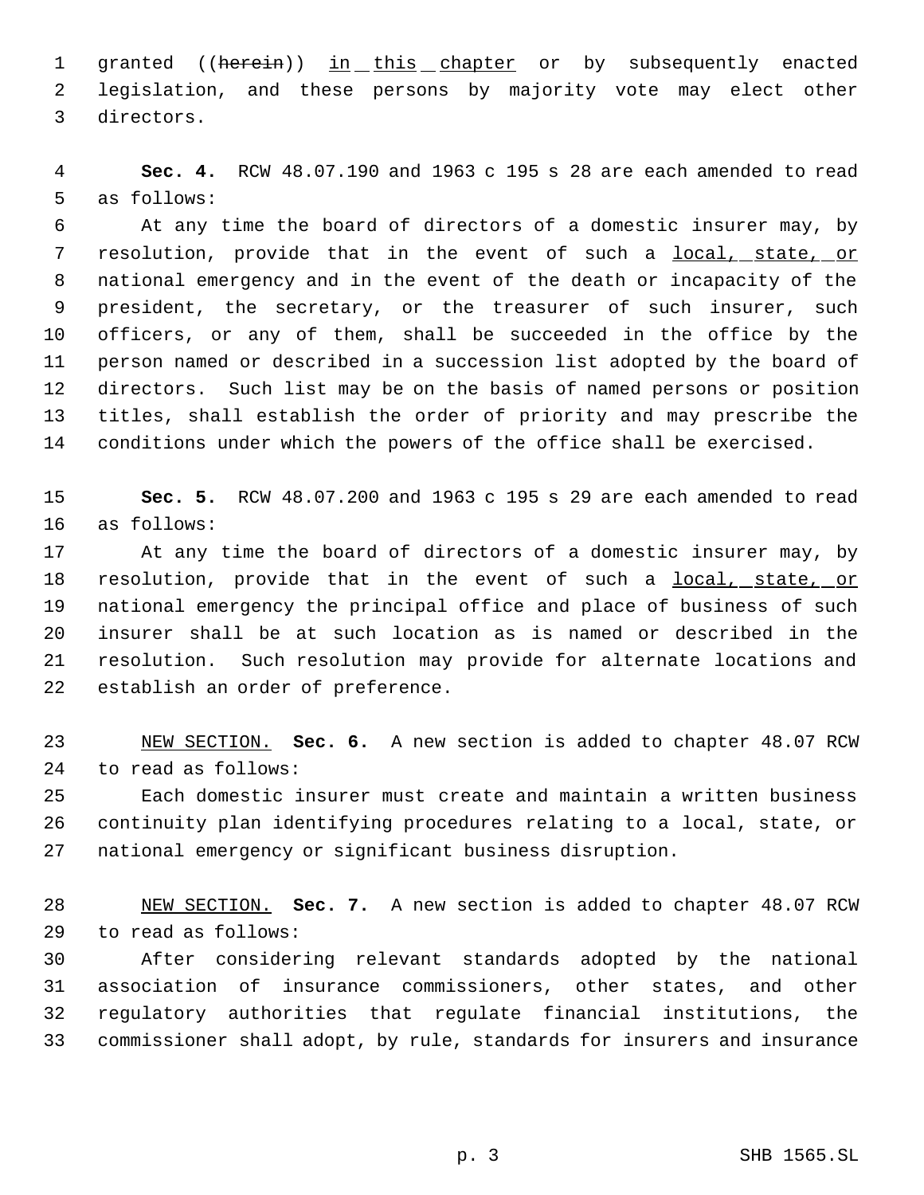granted ((~~herein~~)) <u>in this chapter</u> or by subsequently enacted legislation, and these persons by majority vote may elect other directors.

**Sec. 4.** RCW 48.07.190 and 1963 c 195 s 28 are each amended to read as follows:

At any time the board of directors of a domestic insurer may, by resolution, provide that in the event of such a <u>local, state, or</u> national emergency and in the event of the death or incapacity of the president, the secretary, or the treasurer of such insurer, such officers, or any of them, shall be succeeded in the office by the person named or described in a succession list adopted by the board of directors. Such list may be on the basis of named persons or position titles, shall establish the order of priority and may prescribe the conditions under which the powers of the office shall be exercised.

**Sec. 5.** RCW 48.07.200 and 1963 c 195 s 29 are each amended to read as follows:

At any time the board of directors of a domestic insurer may, by resolution, provide that in the event of such a <u>local, state, or</u> national emergency the principal office and place of business of such insurer shall be at such location as is named or described in the resolution. Such resolution may provide for alternate locations and establish an order of preference.

<u>NEW SECTION.</u> **Sec. 6.** A new section is added to chapter 48.07 RCW to read as follows:

Each domestic insurer must create and maintain a written business continuity plan identifying procedures relating to a local, state, or national emergency or significant business disruption.

<u>NEW SECTION.</u> **Sec. 7.** A new section is added to chapter 48.07 RCW to read as follows:

After considering relevant standards adopted by the national association of insurance commissioners, other states, and other regulatory authorities that regulate financial institutions, the commissioner shall adopt, by rule, standards for insurers and insurance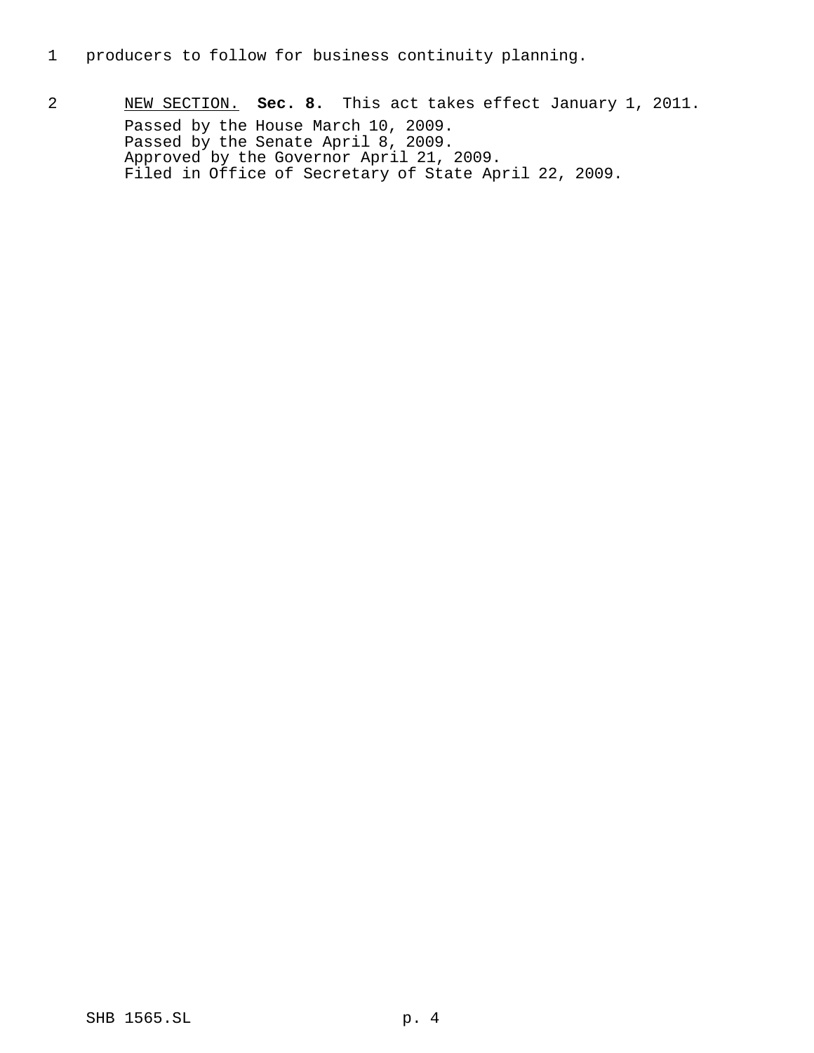producers to follow for business continuity planning.

NEW SECTION. **Sec. 8.** This act takes effect January 1, 2011.

Passed by the House March 10, 2009.
Passed by the Senate April 8, 2009.
Approved by the Governor April 21, 2009.
Filed in Office of Secretary of State April 22, 2009.